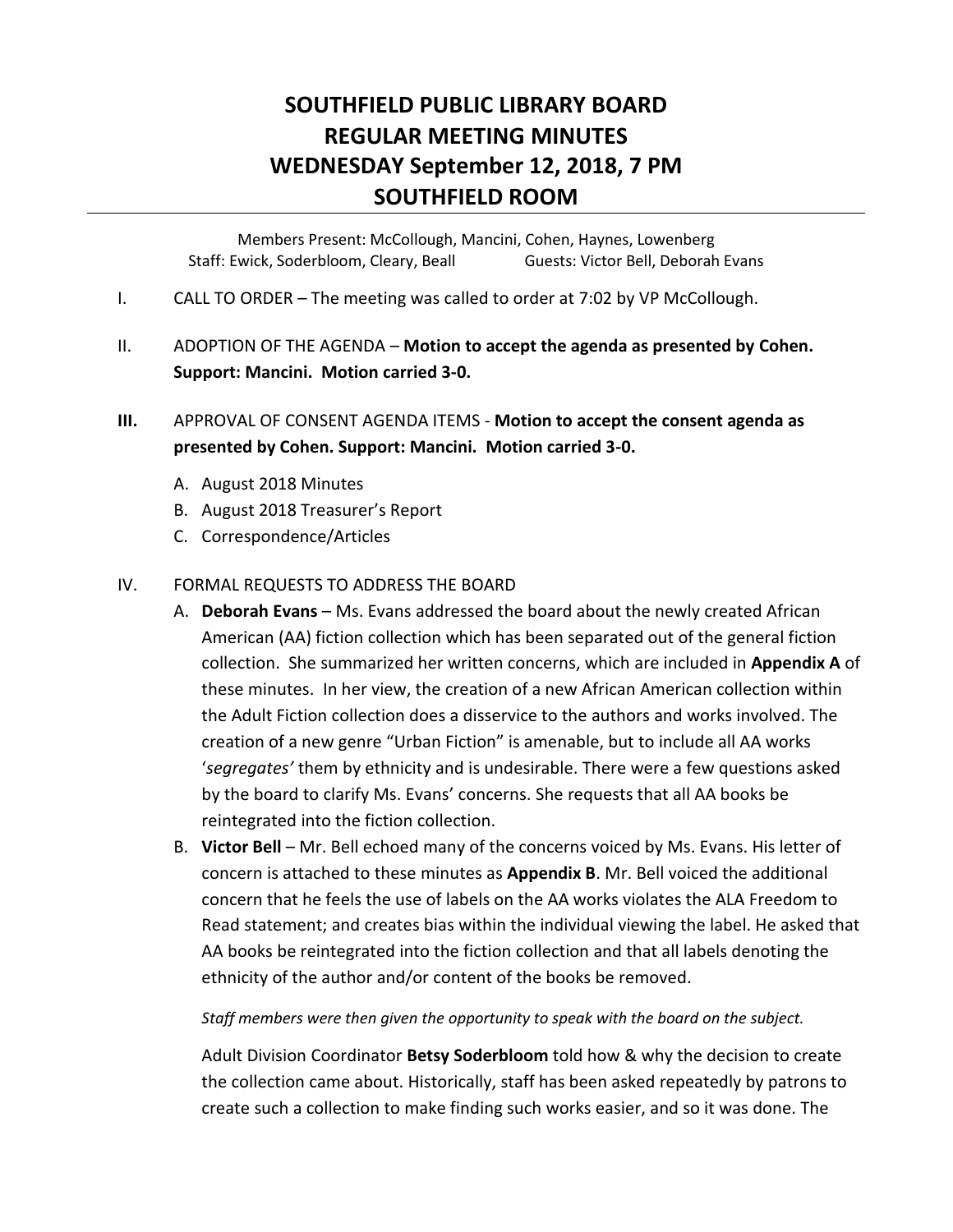# SOUTHFIELD PUBLIC LIBRARY BOARD
# REGULAR MEETING MINUTES
# WEDNESDAY September 12, 2018, 7 PM
# SOUTHFIELD ROOM

Members Present: McCollough, Mancini, Cohen, Haynes, Lowenberg
Staff: Ewick, Soderbloom, Cleary, Beall Guests: Victor Bell, Deborah Evans

I. CALL TO ORDER – The meeting was called to order at 7:02 by VP McCollough.

II. ADOPTION OF THE AGENDA – **Motion to accept the agenda as presented by Cohen. Support: Mancini. Motion carried 3-0.**

**III.** APPROVAL OF CONSENT AGENDA ITEMS - **Motion to accept the consent agenda as presented by Cohen. Support: Mancini. Motion carried 3-0.**

A. August 2018 Minutes
B. August 2018 Treasurer's Report
C. Correspondence/Articles

IV. FORMAL REQUESTS TO ADDRESS THE BOARD

A. **Deborah Evans** – Ms. Evans addressed the board about the newly created African American (AA) fiction collection which has been separated out of the general fiction collection. She summarized her written concerns, which are included in **Appendix A** of these minutes. In her view, the creation of a new African American collection within the Adult Fiction collection does a disservice to the authors and works involved. The creation of a new genre "Urban Fiction" is amenable, but to include all AA works '*segregates'* them by ethnicity and is undesirable. There were a few questions asked by the board to clarify Ms. Evans' concerns. She requests that all AA books be reintegrated into the fiction collection.

B. **Victor Bell** – Mr. Bell echoed many of the concerns voiced by Ms. Evans. His letter of concern is attached to these minutes as **Appendix B**. Mr. Bell voiced the additional concern that he feels the use of labels on the AA works violates the ALA Freedom to Read statement; and creates bias within the individual viewing the label. He asked that AA books be reintegrated into the fiction collection and that all labels denoting the ethnicity of the author and/or content of the books be removed.

*Staff members were then given the opportunity to speak with the board on the subject.*

Adult Division Coordinator **Betsy Soderbloom** told how & why the decision to create the collection came about. Historically, staff has been asked repeatedly by patrons to create such a collection to make finding such works easier, and so it was done. The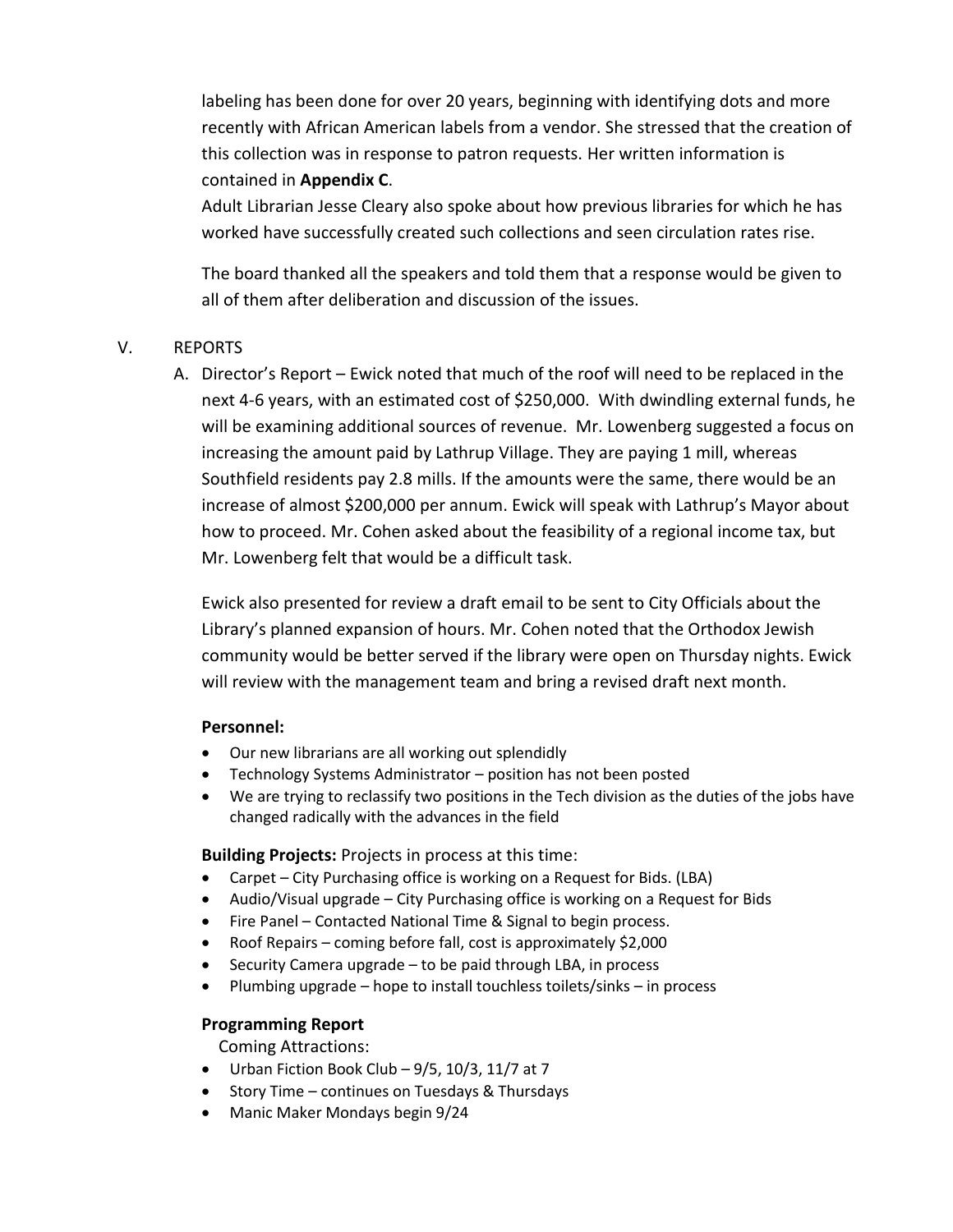labeling has been done for over 20 years, beginning with identifying dots and more recently with African American labels from a vendor. She stressed that the creation of this collection was in response to patron requests. Her written information is contained in **Appendix C**.

Adult Librarian Jesse Cleary also spoke about how previous libraries for which he has worked have successfully created such collections and seen circulation rates rise.

The board thanked all the speakers and told them that a response would be given to all of them after deliberation and discussion of the issues.

V. REPORTS

A. Director's Report – Ewick noted that much of the roof will need to be replaced in the next 4-6 years, with an estimated cost of $250,000. With dwindling external funds, he will be examining additional sources of revenue. Mr. Lowenberg suggested a focus on increasing the amount paid by Lathrup Village. They are paying 1 mill, whereas Southfield residents pay 2.8 mills. If the amounts were the same, there would be an increase of almost $200,000 per annum. Ewick will speak with Lathrup's Mayor about how to proceed. Mr. Cohen asked about the feasibility of a regional income tax, but Mr. Lowenberg felt that would be a difficult task.

Ewick also presented for review a draft email to be sent to City Officials about the Library's planned expansion of hours. Mr. Cohen noted that the Orthodox Jewish community would be better served if the library were open on Thursday nights. Ewick will review with the management team and bring a revised draft next month.

**Personnel:**

- Our new librarians are all working out splendidly
- Technology Systems Administrator – position has not been posted
- We are trying to reclassify two positions in the Tech division as the duties of the jobs have changed radically with the advances in the field

**Building Projects:** Projects in process at this time:

- Carpet – City Purchasing office is working on a Request for Bids. (LBA)
- Audio/Visual upgrade – City Purchasing office is working on a Request for Bids
- Fire Panel – Contacted National Time & Signal to begin process.
- Roof Repairs – coming before fall, cost is approximately $2,000
- Security Camera upgrade – to be paid through LBA, in process
- Plumbing upgrade – hope to install touchless toilets/sinks – in process

**Programming Report**

Coming Attractions:

- Urban Fiction Book Club – 9/5, 10/3, 11/7 at 7
- Story Time – continues on Tuesdays & Thursdays
- Manic Maker Mondays begin 9/24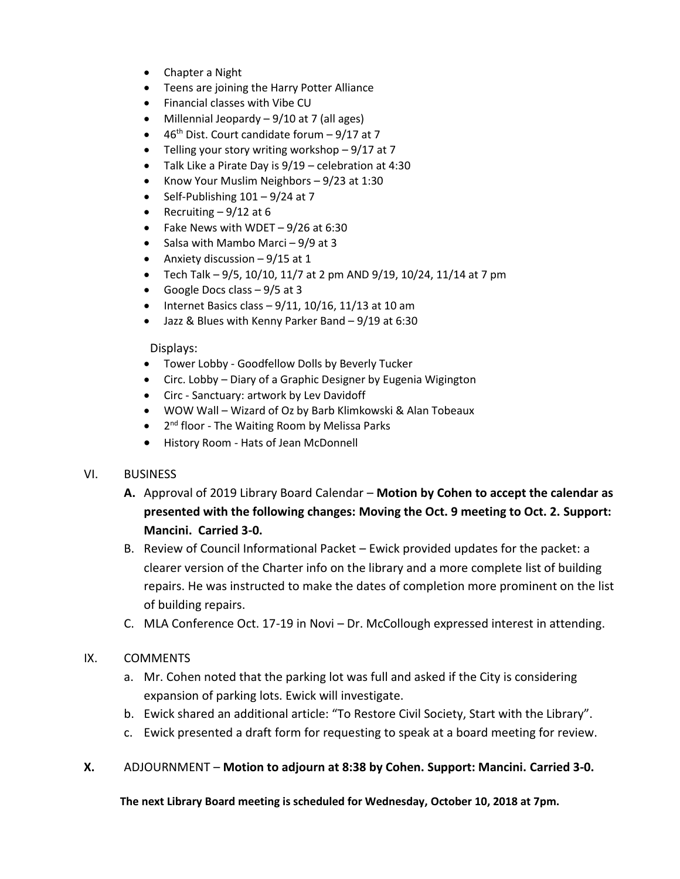- Chapter a Night
- Teens are joining the Harry Potter Alliance
- Financial classes with Vibe CU
- Millennial Jeopardy – 9/10 at 7 (all ages)
- 46th Dist. Court candidate forum – 9/17 at 7
- Telling your story writing workshop – 9/17 at 7
- Talk Like a Pirate Day is 9/19 – celebration at 4:30
- Know Your Muslim Neighbors – 9/23 at 1:30
- Self-Publishing 101 – 9/24 at 7
- Recruiting – 9/12 at 6
- Fake News with WDET – 9/26 at 6:30
- Salsa with Mambo Marci – 9/9 at 3
- Anxiety discussion – 9/15 at 1
- Tech Talk – 9/5, 10/10, 11/7 at 2 pm AND 9/19, 10/24, 11/14 at 7 pm
- Google Docs class – 9/5 at 3
- Internet Basics class – 9/11, 10/16, 11/13 at 10 am
- Jazz & Blues with Kenny Parker Band – 9/19 at 6:30

Displays:

- Tower Lobby - Goodfellow Dolls by Beverly Tucker
- Circ. Lobby – Diary of a Graphic Designer by Eugenia Wigington
- Circ - Sanctuary: artwork by Lev Davidoff
- WOW Wall – Wizard of Oz by Barb Klimkowski & Alan Tobeaux
- 2nd floor - The Waiting Room by Melissa Parks
- History Room - Hats of Jean McDonnell

VI. BUSINESS

A. Approval of 2019 Library Board Calendar – **Motion by Cohen to accept the calendar as presented with the following changes: Moving the Oct. 9 meeting to Oct. 2. Support: Mancini. Carried 3-0.**

B. Review of Council Informational Packet – Ewick provided updates for the packet: a clearer version of the Charter info on the library and a more complete list of building repairs. He was instructed to make the dates of completion more prominent on the list of building repairs.

C. MLA Conference Oct. 17-19 in Novi – Dr. McCollough expressed interest in attending.

IX. COMMENTS

a. Mr. Cohen noted that the parking lot was full and asked if the City is considering expansion of parking lots. Ewick will investigate.

b. Ewick shared an additional article: "To Restore Civil Society, Start with the Library".

c. Ewick presented a draft form for requesting to speak at a board meeting for review.

**X.** ADJOURNMENT – **Motion to adjourn at 8:38 by Cohen. Support: Mancini. Carried 3-0.**

**The next Library Board meeting is scheduled for Wednesday, October 10, 2018 at 7pm.**